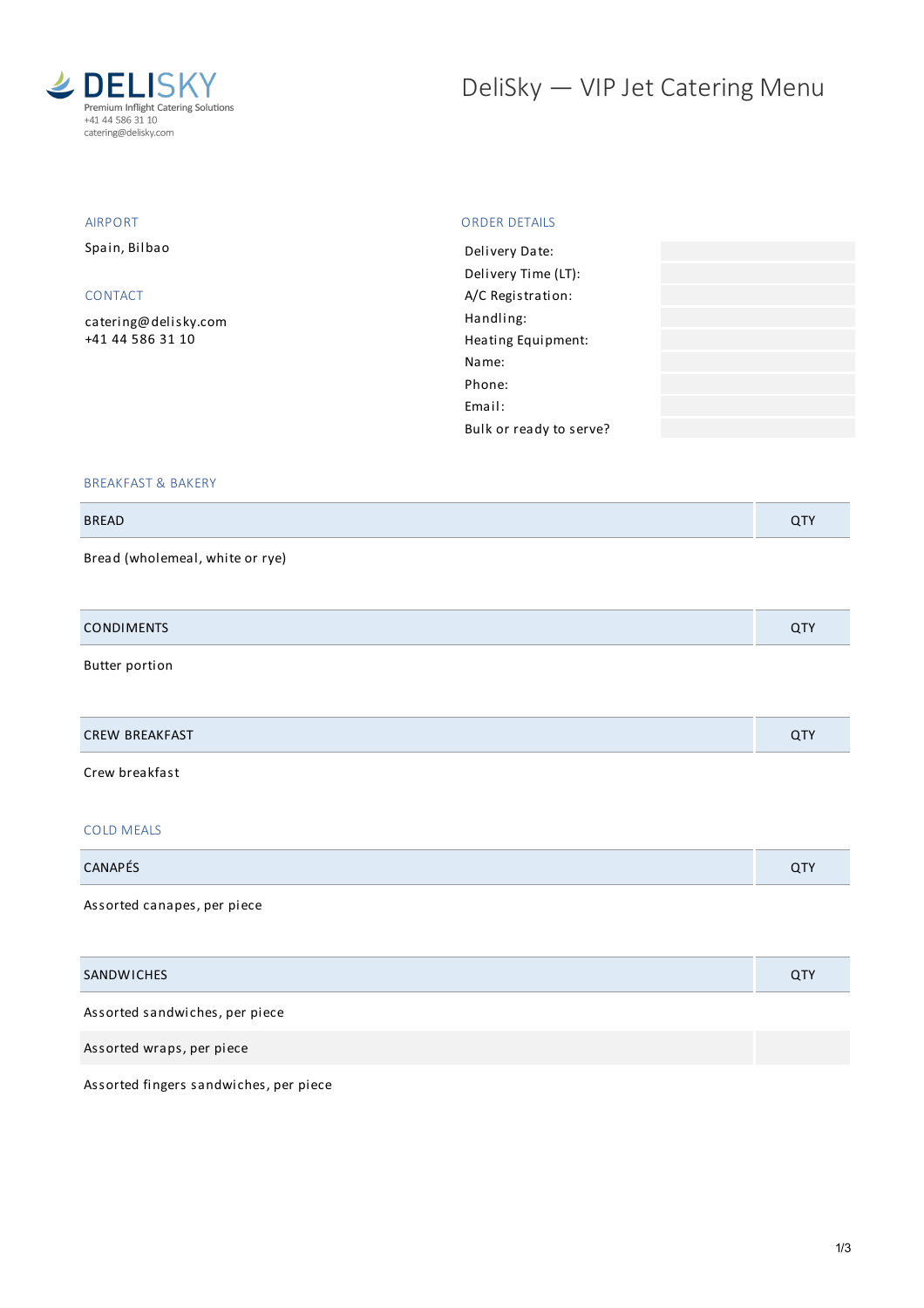DELISKY
Premium Inflight Catering Solutions
+41 44 586 31 10
catering@delisky.com

# DeliSky — VIP Jet Catering Menu

AIRPORT

Spain, Bilbao

CONTACT

catering@delisky.com
+41 44 586 31 10

ORDER DETAILS

| | |
|---|---|
| Delivery Date: | |
| Delivery Time (LT): | |
| A/C Registration: | |
| Handling: | |
| Heating Equipment: | |
| Name: | |
| Phone: | |
| Email: | |
| Bulk or ready to serve? | |

## BREAKFAST & BAKERY

| BREAD | QTY |
|---|---|
| Bread (wholemeal, white or rye) | |

| CONDIMENTS | QTY |
|---|---|
| Butter portion | |

| CREW BREAKFAST | QTY |
|---|---|
| Crew breakfast | |

## COLD MEALS

| CANAPÉS | QTY |
|---|---|
| Assorted canapes, per piece | |

| SANDWICHES | QTY |
|---|---|
| Assorted sandwiches, per piece | |
| Assorted wraps, per piece | |
| Assorted fingers sandwiches, per piece | |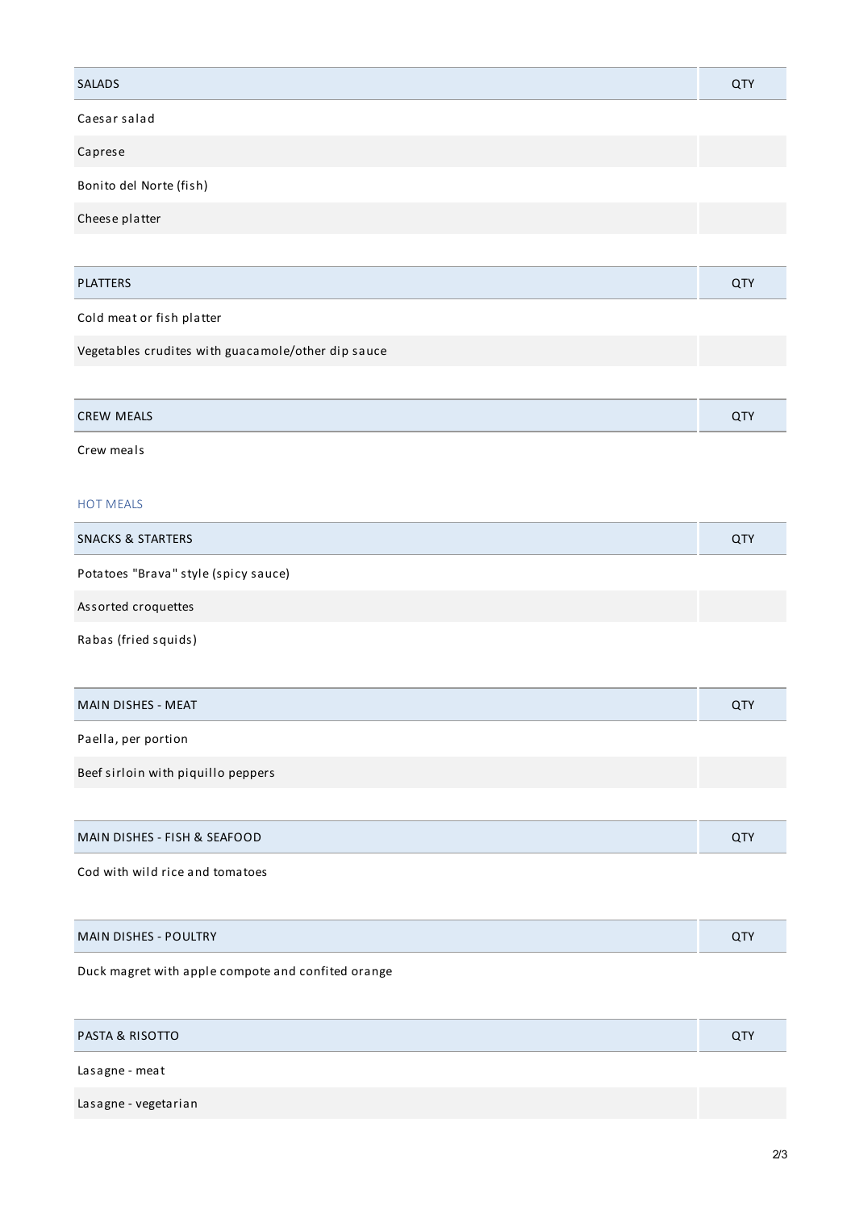| SALADS | QTY |
|---|---|
| Caesar salad | |
| Caprese | |
| Bonito del Norte (fish) | |
| Cheese platter | |

| PLATTERS | QTY |
|---|---|
| Cold meat or fish platter | |
| Vegetables crudites with guacamole/other dip sauce | |

| CREW MEALS | QTY |
|---|---|
| Crew meals | |

## HOT MEALS

| SNACKS & STARTERS | QTY |
|---|---|
| Potatoes "Brava" style (spicy sauce) | |
| Assorted croquettes | |
| Rabas (fried squids) | |

| MAIN DISHES - MEAT | QTY |
|---|---|
| Paella, per portion | |
| Beef sirloin with piquillo peppers | |

| MAIN DISHES - FISH & SEAFOOD | QTY |
|---|---|
| Cod with wild rice and tomatoes | |

| MAIN DISHES - POULTRY | QTY |
|---|---|
| Duck magret with apple compote and confited orange | |

| PASTA & RISOTTO | QTY |
|---|---|
| Lasagne - meat | |
| Lasagne - vegetarian | |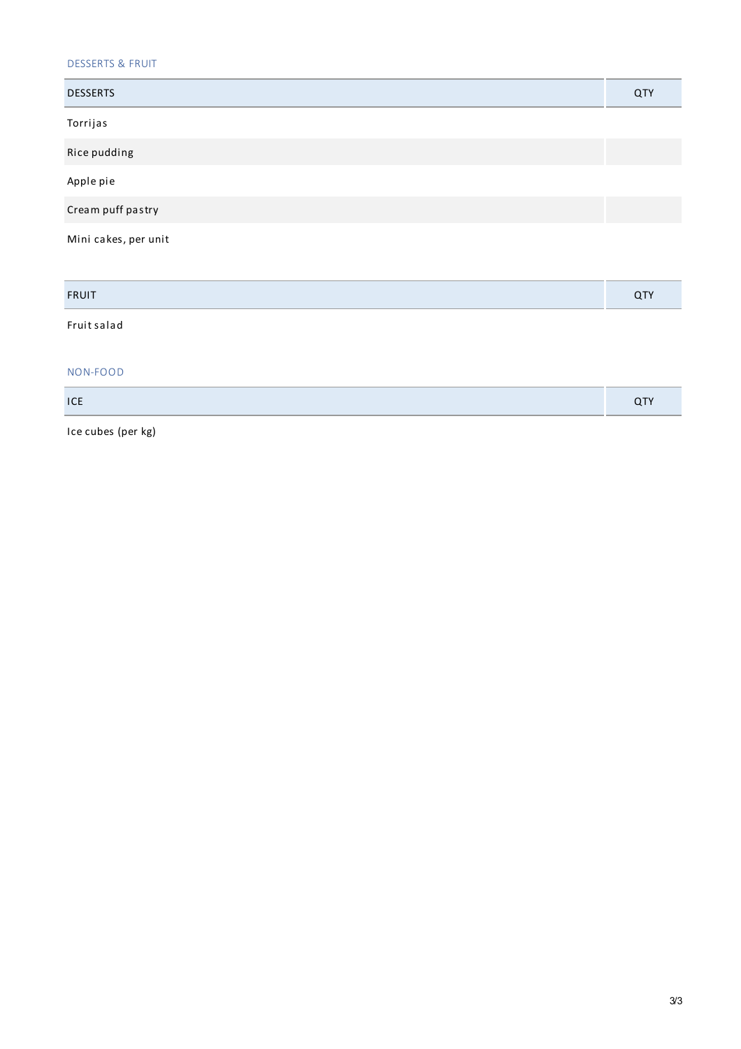## DESSERTS & FRUIT

| DESSERTS | QTY |
|---|---|
| Torrijas | |
| Rice pudding | |
| Apple pie | |
| Cream puff pastry | |
| Mini cakes, per unit | |

| FRUIT | QTY |
|---|---|
| Fruit salad | |

## NON-FOOD

| ICE | QTY |
|---|---|
| Ice cubes (per kg) | |